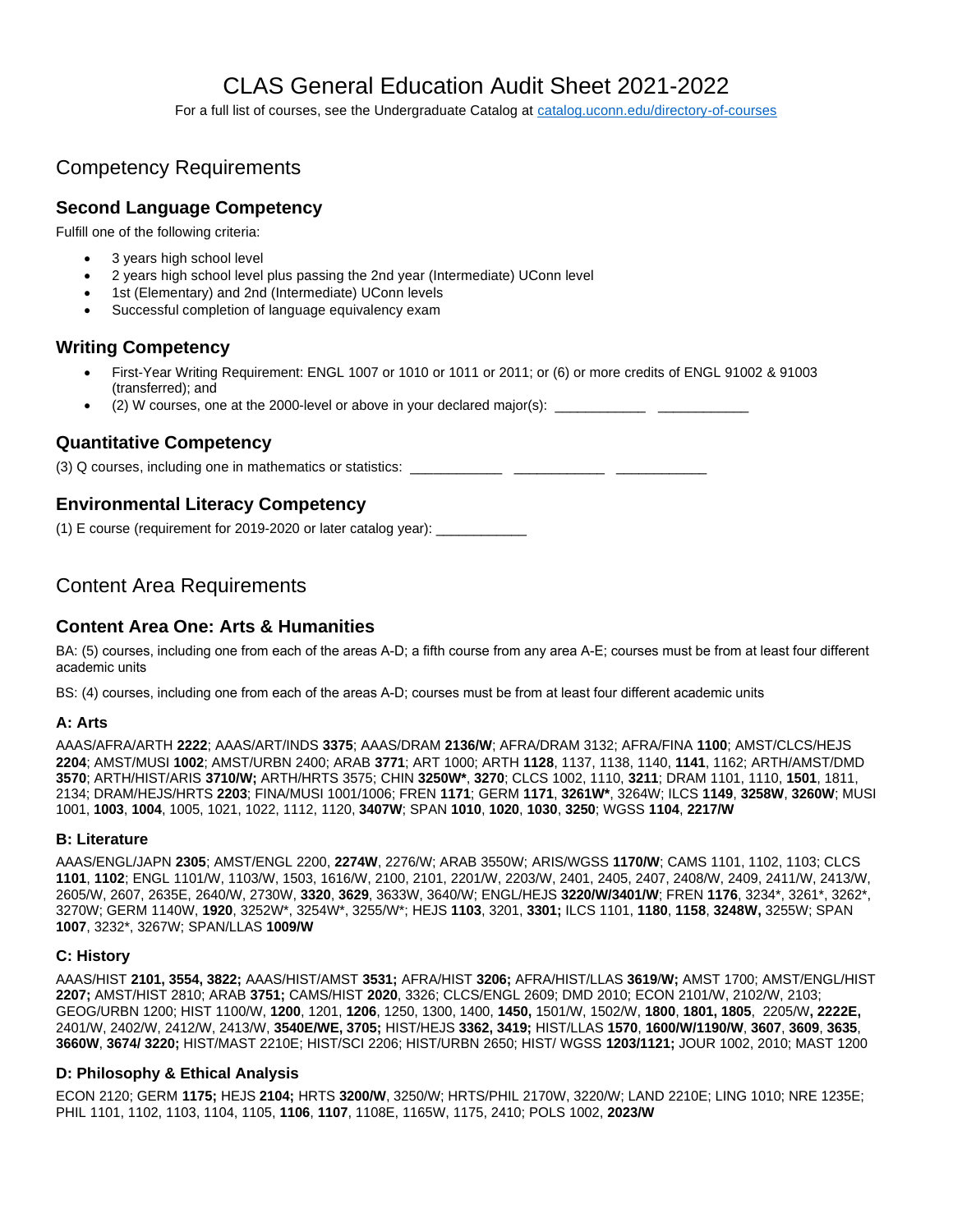# CLAS General Education Audit Sheet 2021-2022

For a full list of courses, see the Undergraduate Catalog at [catalog.uconn.edu/directory-of-courses](catalog.uconn.edu/directory-of-courses)

## Competency Requirements

### Second Language Competency

Fulfill one of the following criteria:

- 3 years high school level
- 2 years high school level plus passing the 2nd year (Intermediate) UConn level
- 1st (Elementary) and 2nd (Intermediate) UConn levels
- Successful completion of language equivalency exam

### Writing Competency

- First-Year Writing Requirement: ENGL 1007 or 1010 or 1011 or 2011; or (6) or more credits of ENGL 91002 & 91003 (transferred); and
- (2) W courses, one at the 2000-level or above in your declared major(s): ____________ ____________

### Quantitative Competency

(3) Q courses, including one in mathematics or statistics: ____________ ____________ ____________

### Environmental Literacy Competency

(1) E course (requirement for 2019-2020 or later catalog year): ____________

## Content Area Requirements

### Content Area One: Arts & Humanities

BA: (5) courses, including one from each of the areas A-D; a fifth course from any area A-E; courses must be from at least four different academic units

BS: (4) courses, including one from each of the areas A-D; courses must be from at least four different academic units

#### A: Arts

AAAS/AFRA/ARTH **2222**; AAAS/ART/INDS **3375**; AAAS/DRAM **2136/W**; AFRA/DRAM 3132; AFRA/FINA **1100**; AMST/CLCS/HEJS **2204**; AMST/MUSI **1002**; AMST/URBN 2400; ARAB **3771**; ART 1000; ARTH **1128**, 1137, 1138, 1140, **1141**, 1162; ARTH/AMST/DMD **3570**; ARTH/HIST/ARIS **3710/W;** ARTH/HRTS 3575; CHIN **3250W***, **3270**; CLCS 1002, 1110, **3211**; DRAM 1101, 1110, **1501**, 1811, 2134; DRAM/HEJS/HRTS **2203**; FINA/MUSI 1001/1006; FREN **1171**; GERM **1171**, **3261W***, 3264W; ILCS **1149**, **3258W**, **3260W**; MUSI 1001, **1003**, **1004**, 1005, 1021, 1022, 1112, 1120, **3407W**; SPAN **1010**, **1020**, **1030**, **3250**; WGSS **1104**, **2217/W**

#### B: Literature

AAAS/ENGL/JAPN **2305**; AMST/ENGL 2200, **2274W**, 2276/W; ARAB 3550W; ARIS/WGSS **1170/W**; CAMS 1101, 1102, 1103; CLCS **1101**, **1102**; ENGL 1101/W, 1103/W, 1503, 1616/W, 2100, 2101, 2201/W, 2203/W, 2401, 2405, 2407, 2408/W, 2409, 2411/W, 2413/W, 2605/W, 2607, 2635E, 2640/W, 2730W, **3320**, **3629**, 3633W, 3640/W; ENGL/HEJS **3220/W/3401/W**; FREN **1176**, 3234*, 3261*, 3262*, 3270W; GERM 1140W, **1920**, 3252W*, 3254W*, 3255/W*; HEJS **1103**, 3201, **3301;** ILCS 1101, **1180**, **1158**, **3248W,** 3255W; SPAN **1007**, 3232*, 3267W; SPAN/LLAS **1009/W**

#### C: History

AAAS/HIST **2101, 3554, 3822;** AAAS/HIST/AMST **3531;** AFRA/HIST **3206;** AFRA/HIST/LLAS **3619/W;** AMST 1700; AMST/ENGL/HIST **2207;** AMST/HIST 2810; ARAB **3751;** CAMS/HIST **2020**, 3326; CLCS/ENGL 2609; DMD 2010; ECON 2101/W, 2102/W, 2103; GEOG/URBN 1200; HIST 1100/W, **1200**, 1201, **1206**, 1250, 1300, 1400, **1450,** 1501/W, 1502/W, **1800**, **1801, 1805**, 2205/W**, 2222E,** 2401/W, 2402/W, 2412/W, 2413/W, **3540E/WE, 3705;** HIST/HEJS **3362, 3419;** HIST/LLAS **1570**, **1600/W/1190/W**, **3607**, **3609**, **3635**, **3660W**, **3674/ 3220;** HIST/MAST 2210E; HIST/SCI 2206; HIST/URBN 2650; HIST/ WGSS **1203/1121;** JOUR 1002, 2010; MAST 1200

#### D: Philosophy & Ethical Analysis

ECON 2120; GERM **1175;** HEJS **2104;** HRTS **3200/W**, 3250/W; HRTS/PHIL 2170W, 3220/W; LAND 2210E; LING 1010; NRE 1235E; PHIL 1101, 1102, 1103, 1104, 1105, **1106**, **1107**, 1108E, 1165W, 1175, 2410; POLS 1002, **2023/W**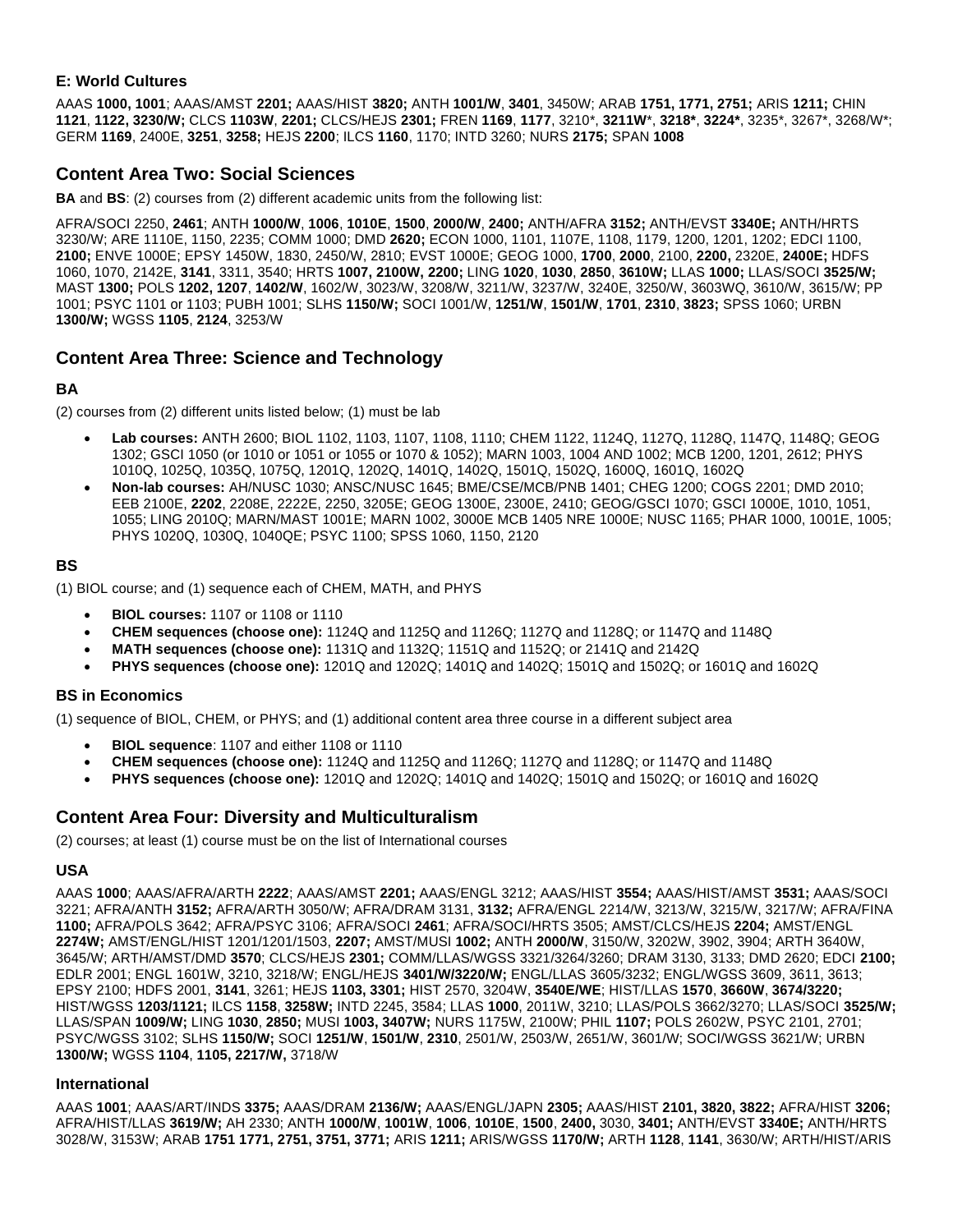### E: World Cultures

AAAS **1000, 1001**; AAAS/AMST **2201;** AAAS/HIST **3820;** ANTH **1001/W**, **3401**, 3450W; ARAB **1751, 1771, 2751;** ARIS **1211;** CHIN **1121**, **1122, 3230/W;** CLCS **1103W**, **2201;** CLCS/HEJS **2301;** FREN **1169**, **1177**, 3210*, **3211W***, **3218***, **3224***, 3235*, 3267*, 3268/W*; GERM **1169**, 2400E, **3251**, **3258;** HEJS **2200**; ILCS **1160**, 1170; INTD 3260; NURS **2175;** SPAN **1008**

## Content Area Two: Social Sciences

**BA** and **BS**: (2) courses from (2) different academic units from the following list:

AFRA/SOCI 2250, **2461**; ANTH **1000/W**, **1006**, **1010E**, **1500**, **2000/W**, **2400;** ANTH/AFRA **3152;** ANTH/EVST **3340E;** ANTH/HRTS 3230/W; ARE 1110E, 1150, 2235; COMM 1000; DMD **2620;** ECON 1000, 1101, 1107E, 1108, 1179, 1200, 1201, 1202; EDCI 1100, **2100;** ENVE 1000E; EPSY 1450W, 1830, 2450/W, 2810; EVST 1000E; GEOG 1000, **1700**, **2000**, 2100, **2200,** 2320E, **2400E;** HDFS 1060, 1070, 2142E, **3141**, 3311, 3540; HRTS **1007, 2100W, 2200;** LING **1020**, **1030**, **2850**, **3610W;** LLAS **1000;** LLAS/SOCI **3525/W;** MAST **1300;** POLS **1202, 1207**, **1402/W**, 1602/W, 3023/W, 3208/W, 3211/W, 3237/W, 3240E, 3250/W, 3603WQ, 3610/W, 3615/W; PP 1001; PSYC 1101 or 1103; PUBH 1001; SLHS **1150/W;** SOCI 1001/W, **1251/W**, **1501/W**, **1701**, **2310**, **3823;** SPSS 1060; URBN **1300/W;** WGSS **1105**, **2124**, 3253/W

## Content Area Three: Science and Technology

### BA

(2) courses from (2) different units listed below; (1) must be lab

- **Lab courses:** ANTH 2600; BIOL 1102, 1103, 1107, 1108, 1110; CHEM 1122, 1124Q, 1127Q, 1128Q, 1147Q, 1148Q; GEOG 1302; GSCI 1050 (or 1010 or 1051 or 1055 or 1070 & 1052); MARN 1003, 1004 AND 1002; MCB 1200, 1201, 2612; PHYS 1010Q, 1025Q, 1035Q, 1075Q, 1201Q, 1202Q, 1401Q, 1402Q, 1501Q, 1502Q, 1600Q, 1601Q, 1602Q
- **Non-lab courses:** AH/NUSC 1030; ANSC/NUSC 1645; BME/CSE/MCB/PNB 1401; CHEG 1200; COGS 2201; DMD 2010; EEB 2100E, **2202**, 2208E, 2222E, 2250, 3205E; GEOG 1300E, 2300E, 2410; GEOG/GSCI 1070; GSCI 1000E, 1010, 1051, 1055; LING 2010Q; MARN/MAST 1001E; MARN 1002, 3000E MCB 1405 NRE 1000E; NUSC 1165; PHAR 1000, 1001E, 1005; PHYS 1020Q, 1030Q, 1040QE; PSYC 1100; SPSS 1060, 1150, 2120

### BS

(1) BIOL course; and (1) sequence each of CHEM, MATH, and PHYS

- **BIOL courses:** 1107 or 1108 or 1110
- **CHEM sequences (choose one):** 1124Q and 1125Q and 1126Q; 1127Q and 1128Q; or 1147Q and 1148Q
- **MATH sequences (choose one):** 1131Q and 1132Q; 1151Q and 1152Q; or 2141Q and 2142Q
- **PHYS sequences (choose one):** 1201Q and 1202Q; 1401Q and 1402Q; 1501Q and 1502Q; or 1601Q and 1602Q

### BS in Economics

(1) sequence of BIOL, CHEM, or PHYS; and (1) additional content area three course in a different subject area

- **BIOL sequence**: 1107 and either 1108 or 1110
- **CHEM sequences (choose one):** 1124Q and 1125Q and 1126Q; 1127Q and 1128Q; or 1147Q and 1148Q
- **PHYS sequences (choose one):** 1201Q and 1202Q; 1401Q and 1402Q; 1501Q and 1502Q; or 1601Q and 1602Q

## Content Area Four: Diversity and Multiculturalism

(2) courses; at least (1) course must be on the list of International courses

### USA

AAAS **1000**; AAAS/AFRA/ARTH **2222**; AAAS/AMST **2201;** AAAS/ENGL 3212; AAAS/HIST **3554;** AAAS/HIST/AMST **3531;** AAAS/SOCI 3221; AFRA/ANTH **3152;** AFRA/ARTH 3050/W; AFRA/DRAM 3131, **3132;** AFRA/ENGL 2214/W, 3213/W, 3215/W, 3217/W; AFRA/FINA **1100;** AFRA/POLS 3642; AFRA/PSYC 3106; AFRA/SOCI **2461**; AFRA/SOCI/HRTS 3505; AMST/CLCS/HEJS **2204;** AMST/ENGL **2274W;** AMST/ENGL/HIST 1201/1201/1503, **2207;** AMST/MUSI **1002;** ANTH **2000/W**, 3150/W, 3202W, 3902, 3904; ARTH 3640W, 3645/W; ARTH/AMST/DMD **3570**; CLCS/HEJS **2301;** COMM/LLAS/WGSS 3321/3264/3260; DRAM 3130, 3133; DMD 2620; EDCI **2100;** EDLR 2001; ENGL 1601W, 3210, 3218/W; ENGL/HEJS **3401/W/3220/W;** ENGL/LLAS 3605/3232; ENGL/WGSS 3609, 3611, 3613; EPSY 2100; HDFS 2001, **3141**, 3261; HEJS **1103, 3301;** HIST 2570, 3204W, **3540E/WE**; HIST/LLAS **1570**, **3660W**, **3674/3220;** HIST/WGSS **1203/1121;** ILCS **1158**, **3258W;** INTD 2245, 3584; LLAS **1000**, 2011W, 3210; LLAS/POLS 3662/3270; LLAS/SOCI **3525/W;** LLAS/SPAN **1009/W;** LING **1030**, **2850;** MUSI **1003, 3407W;** NURS 1175W, 2100W; PHIL **1107;** POLS 2602W, PSYC 2101, 2701; PSYC/WGSS 3102; SLHS **1150/W;** SOCI **1251/W**, **1501/W**, **2310**, 2501/W, 2503/W, 2651/W, 3601/W; SOCI/WGSS 3621/W; URBN **1300/W;** WGSS **1104**, **1105, 2217/W,** 3718/W

### International

AAAS **1001**; AAAS/ART/INDS **3375;** AAAS/DRAM **2136/W;** AAAS/ENGL/JAPN **2305;** AAAS/HIST **2101, 3820, 3822;** AFRA/HIST **3206;** AFRA/HIST/LLAS **3619/W;** AH 2330; ANTH **1000/W**, **1001W**, **1006**, **1010E**, **1500**, **2400,** 3030, **3401;** ANTH/EVST **3340E;** ANTH/HRTS 3028/W, 3153W; ARAB **1751 1771, 2751, 3751, 3771;** ARIS **1211;** ARIS/WGSS **1170/W;** ARTH **1128**, **1141**, 3630/W; ARTH/HIST/ARIS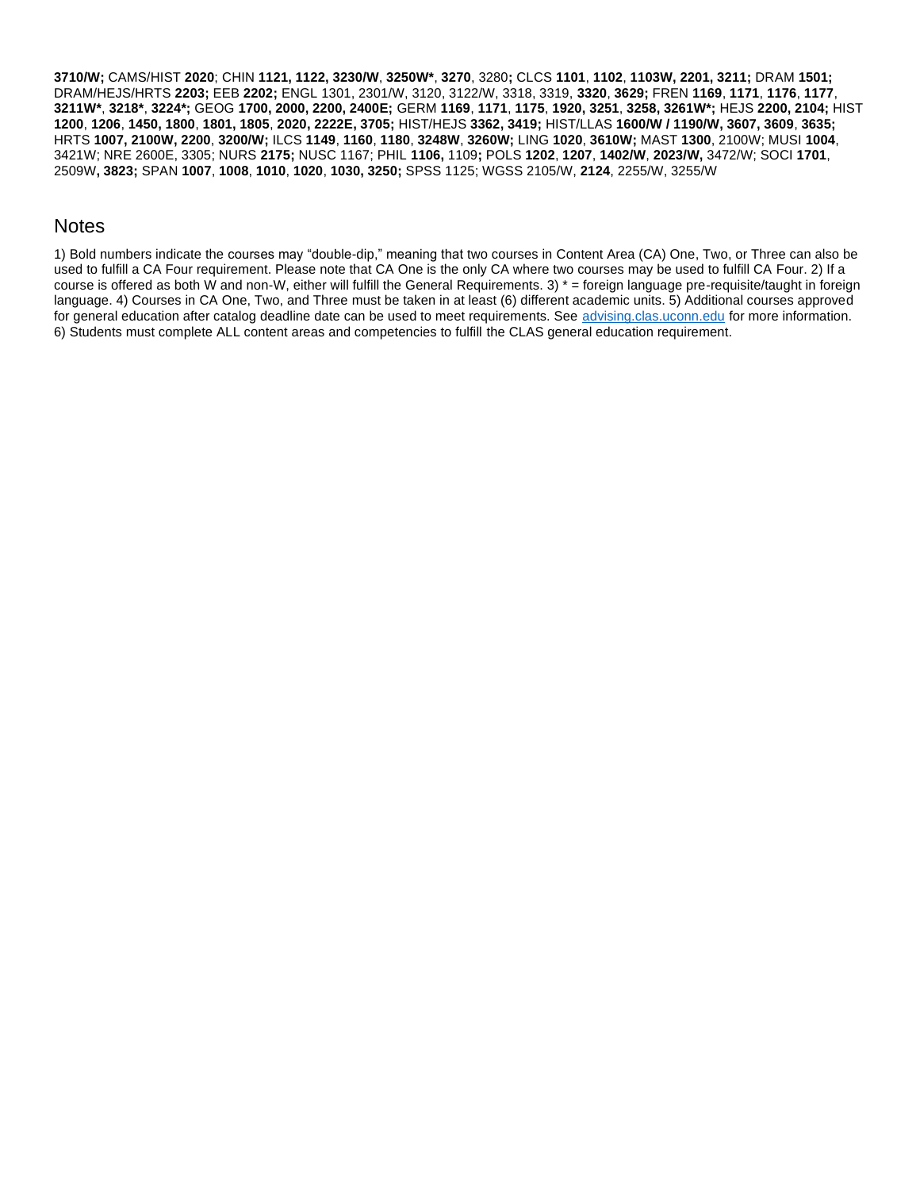**3710/W;** CAMS/HIST **2020**; CHIN **1121, 1122, 3230/W**, **3250W***, **3270**, 3280**;** CLCS **1101**, **1102**, **1103W, 2201, 3211;** DRAM **1501;** DRAM/HEJS/HRTS **2203;** EEB **2202;** ENGL 1301, 2301/W, 3120, 3122/W, 3318, 3319, **3320**, **3629;** FREN **1169**, **1171**, **1176**, **1177**, **3211W***, **3218***, **3224*;** GEOG **1700, 2000, 2200, 2400E;** GERM **1169**, **1171**, **1175**, **1920, 3251**, **3258, 3261W*;** HEJS **2200, 2104;** HIST **1200**, **1206**, **1450, 1800**, **1801, 1805**, **2020, 2222E, 3705;** HIST/HEJS **3362, 3419;** HIST/LLAS **1600/W / 1190/W, 3607, 3609**, **3635;** HRTS **1007, 2100W, 2200**, **3200/W;** ILCS **1149**, **1160**, **1180**, **3248W**, **3260W;** LING **1020**, **3610W;** MAST **1300**, 2100W; MUSI **1004**, 3421W; NRE 2600E, 3305; NURS **2175;** NUSC 1167; PHIL **1106,** 1109**;** POLS **1202**, **1207**, **1402/W**, **2023/W,** 3472/W; SOCI **1701**, 2509W**, 3823;** SPAN **1007**, **1008**, **1010**, **1020**, **1030, 3250;** SPSS 1125; WGSS 2105/W, **2124**, 2255/W, 3255/W

## Notes

1) Bold numbers indicate the courses may "double-dip," meaning that two courses in Content Area (CA) One, Two, or Three can also be used to fulfill a CA Four requirement. Please note that CA One is the only CA where two courses may be used to fulfill CA Four. 2) If a course is offered as both W and non-W, either will fulfill the General Requirements. 3) * = foreign language pre-requisite/taught in foreign language. 4) Courses in CA One, Two, and Three must be taken in at least (6) different academic units. 5) Additional courses approved for general education after catalog deadline date can be used to meet requirements. See [advising.clas.uconn.edu](http://advising.clas.uconn.edu) for more information. 6) Students must complete ALL content areas and competencies to fulfill the CLAS general education requirement.